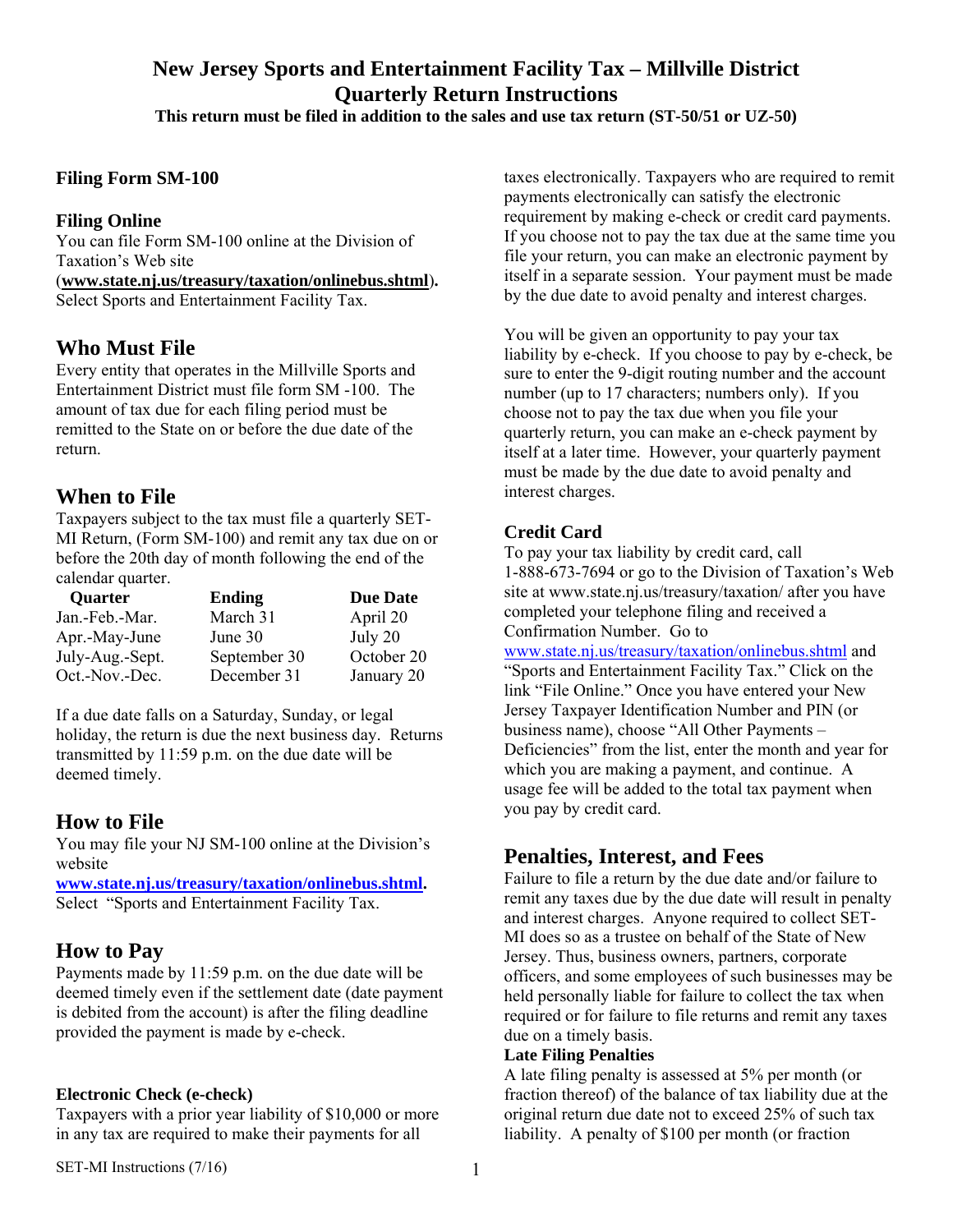# New Jersey Sports and Entertainment Facility Tax – Millville District Quarterly Return Instructions

**This return must be filed in addition to the sales and use tax return (ST-50/51 or UZ-50)**

### Filing Form SM-100

### Filing Online

You can file Form SM-100 online at the Division of Taxation's Web site (**www.state.nj.us/treasury/taxation/onlinebus.shtml**). Select Sports and Entertainment Facility Tax.

## Who Must File

Every entity that operates in the Millville Sports and Entertainment District must file form SM -100. The amount of tax due for each filing period must be remitted to the State on or before the due date of the return.

## When to File

Taxpayers subject to the tax must file a quarterly SET-MI Return, (Form SM-100) and remit any tax due on or before the 20th day of month following the end of the calendar quarter.

| Quarter | Ending | Due Date |
|---|---|---|
| Jan.-Feb.-Mar. | March 31 | April 20 |
| Apr.-May-June | June 30 | July 20 |
| July-Aug.-Sept. | September 30 | October 20 |
| Oct.-Nov.-Dec. | December 31 | January 20 |

If a due date falls on a Saturday, Sunday, or legal holiday, the return is due the next business day. Returns transmitted by 11:59 p.m. on the due date will be deemed timely.

## How to File

You may file your NJ SM-100 online at the Division's website **www.state.nj.us/treasury/taxation/onlinebus.shtml.** Select "Sports and Entertainment Facility Tax.

## How to Pay

Payments made by 11:59 p.m. on the due date will be deemed timely even if the settlement date (date payment is debited from the account) is after the filing deadline provided the payment is made by e-check.

### Electronic Check (e-check)

Taxpayers with a prior year liability of $10,000 or more in any tax are required to make their payments for all taxes electronically. Taxpayers who are required to remit payments electronically can satisfy the electronic requirement by making e-check or credit card payments. If you choose not to pay the tax due at the same time you file your return, you can make an electronic payment by itself in a separate session. Your payment must be made by the due date to avoid penalty and interest charges.

You will be given an opportunity to pay your tax liability by e-check. If you choose to pay by e-check, be sure to enter the 9-digit routing number and the account number (up to 17 characters; numbers only). If you choose not to pay the tax due when you file your quarterly return, you can make an e-check payment by itself at a later time. However, your quarterly payment must be made by the due date to avoid penalty and interest charges.

### Credit Card

To pay your tax liability by credit card, call 1-888-673-7694 or go to the Division of Taxation's Web site at www.state.nj.us/treasury/taxation/ after you have completed your telephone filing and received a Confirmation Number. Go to www.state.nj.us/treasury/taxation/onlinebus.shtml and "Sports and Entertainment Facility Tax." Click on the link "File Online." Once you have entered your New Jersey Taxpayer Identification Number and PIN (or business name), choose "All Other Payments – Deficiencies" from the list, enter the month and year for which you are making a payment, and continue. A usage fee will be added to the total tax payment when you pay by credit card.

## Penalties, Interest, and Fees

Failure to file a return by the due date and/or failure to remit any taxes due by the due date will result in penalty and interest charges. Anyone required to collect SET-MI does so as a trustee on behalf of the State of New Jersey. Thus, business owners, partners, corporate officers, and some employees of such businesses may be held personally liable for failure to collect the tax when required or for failure to file returns and remit any taxes due on a timely basis.

**Late Filing Penalties**

A late filing penalty is assessed at 5% per month (or fraction thereof) of the balance of tax liability due at the original return due date not to exceed 25% of such tax liability. A penalty of $100 per month (or fraction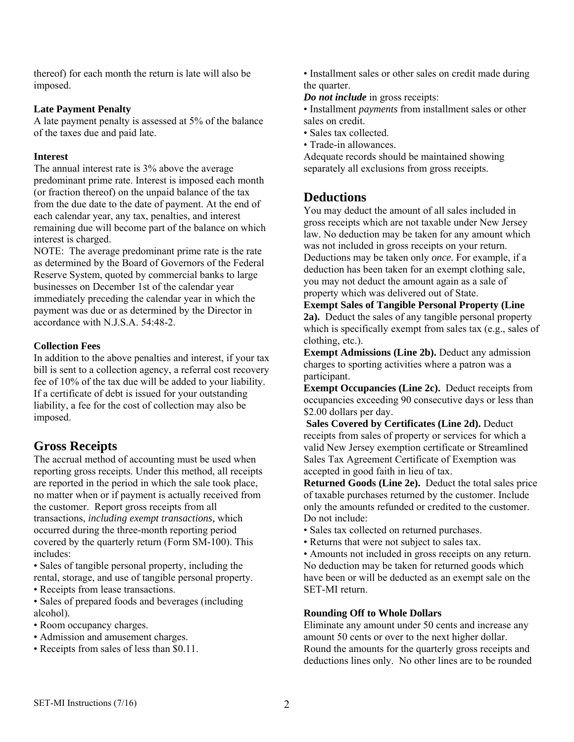thereof) for each month the return is late will also be imposed.

**Late Payment Penalty**

A late payment penalty is assessed at 5% of the balance of the taxes due and paid late.

**Interest**

The annual interest rate is 3% above the average predominant prime rate. Interest is imposed each month (or fraction thereof) on the unpaid balance of the tax from the due date to the date of payment. At the end of each calendar year, any tax, penalties, and interest remaining due will become part of the balance on which interest is charged.

NOTE: The average predominant prime rate is the rate as determined by the Board of Governors of the Federal Reserve System, quoted by commercial banks to large businesses on December 1st of the calendar year immediately preceding the calendar year in which the payment was due or as determined by the Director in accordance with N.J.S.A. 54:48-2.

**Collection Fees**

In addition to the above penalties and interest, if your tax bill is sent to a collection agency, a referral cost recovery fee of 10% of the tax due will be added to your liability. If a certificate of debt is issued for your outstanding liability, a fee for the cost of collection may also be imposed.

## Gross Receipts

The accrual method of accounting must be used when reporting gross receipts. Under this method, all receipts are reported in the period in which the sale took place, no matter when or if payment is actually received from the customer. Report gross receipts from all transactions, *including exempt transactions,* which occurred during the three-month reporting period covered by the quarterly return (Form SM-100). This includes:

- Sales of tangible personal property, including the rental, storage, and use of tangible personal property.
- Receipts from lease transactions.
- Sales of prepared foods and beverages (including alcohol).
- Room occupancy charges.
- Admission and amusement charges.
- Receipts from sales of less than $0.11.
- Installment sales or other sales on credit made during the quarter.

***Do not include*** in gross receipts:

- Installment *payments* from installment sales or other sales on credit.
- Sales tax collected.
- Trade-in allowances.

Adequate records should be maintained showing separately all exclusions from gross receipts.

## Deductions

You may deduct the amount of all sales included in gross receipts which are not taxable under New Jersey law. No deduction may be taken for any amount which was not included in gross receipts on your return. Deductions may be taken only *once.* For example, if a deduction has been taken for an exempt clothing sale, you may not deduct the amount again as a sale of property which was delivered out of State.

**Exempt Sales of Tangible Personal Property (Line 2a).** Deduct the sales of any tangible personal property which is specifically exempt from sales tax (e.g., sales of clothing, etc.).

**Exempt Admissions (Line 2b).** Deduct any admission charges to sporting activities where a patron was a participant.

**Exempt Occupancies (Line 2c).** Deduct receipts from occupancies exceeding 90 consecutive days or less than $2.00 dollars per day.

**Sales Covered by Certificates (Line 2d).** Deduct receipts from sales of property or services for which a valid New Jersey exemption certificate or Streamlined Sales Tax Agreement Certificate of Exemption was accepted in good faith in lieu of tax.

**Returned Goods (Line 2e).** Deduct the total sales price of taxable purchases returned by the customer. Include only the amounts refunded or credited to the customer. Do not include:

- Sales tax collected on returned purchases.
- Returns that were not subject to sales tax.
- Amounts not included in gross receipts on any return.

No deduction may be taken for returned goods which have been or will be deducted as an exempt sale on the SET-MI return.

**Rounding Off to Whole Dollars**

Eliminate any amount under 50 cents and increase any amount 50 cents or over to the next higher dollar. Round the amounts for the quarterly gross receipts and deductions lines only. No other lines are to be rounded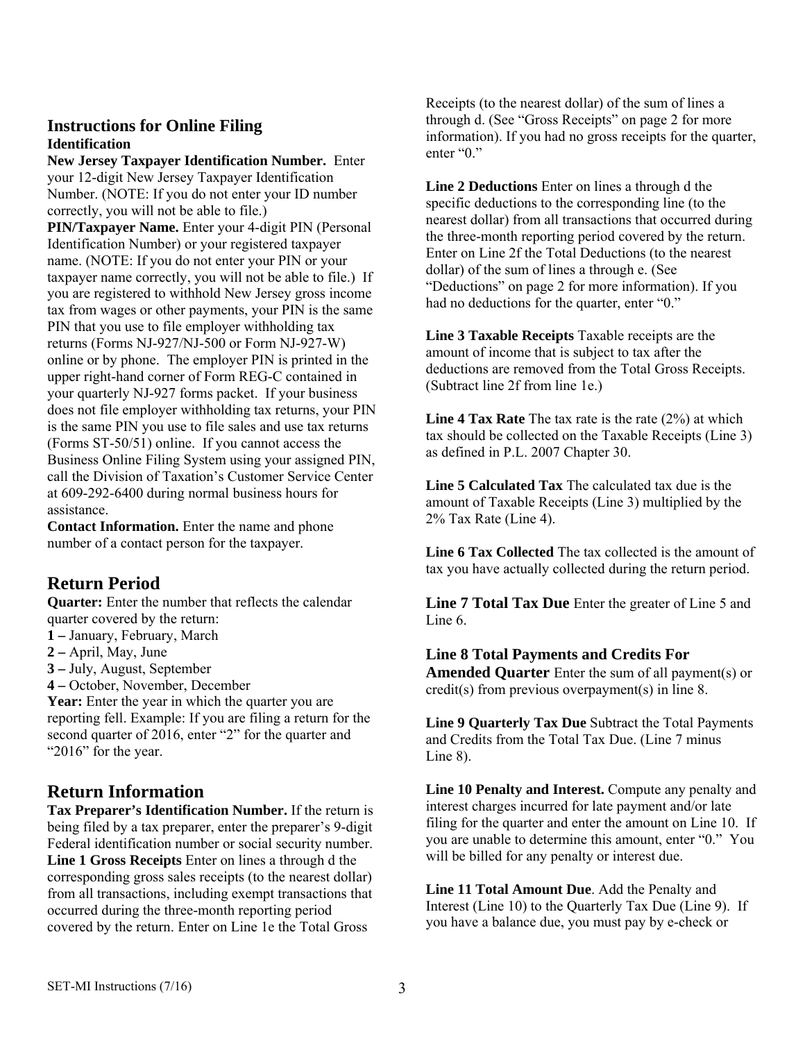## Instructions for Online Filing

### Identification

**New Jersey Taxpayer Identification Number.** Enter your 12-digit New Jersey Taxpayer Identification Number. (NOTE: If you do not enter your ID number correctly, you will not be able to file.)

**PIN/Taxpayer Name.** Enter your 4-digit PIN (Personal Identification Number) or your registered taxpayer name. (NOTE: If you do not enter your PIN or your taxpayer name correctly, you will not be able to file.) If you are registered to withhold New Jersey gross income tax from wages or other payments, your PIN is the same PIN that you use to file employer withholding tax returns (Forms NJ-927/NJ-500 or Form NJ-927-W) online or by phone. The employer PIN is printed in the upper right-hand corner of Form REG-C contained in your quarterly NJ-927 forms packet. If your business does not file employer withholding tax returns, your PIN is the same PIN you use to file sales and use tax returns (Forms ST-50/51) online. If you cannot access the Business Online Filing System using your assigned PIN, call the Division of Taxation's Customer Service Center at 609-292-6400 during normal business hours for assistance.

**Contact Information.** Enter the name and phone number of a contact person for the taxpayer.

## Return Period

**Quarter:** Enter the number that reflects the calendar quarter covered by the return:

**1 –** January, February, March
**2 –** April, May, June
**3 –** July, August, September
**4 –** October, November, December

**Year:** Enter the year in which the quarter you are reporting fell. Example: If you are filing a return for the second quarter of 2016, enter "2" for the quarter and "2016" for the year.

## Return Information

**Tax Preparer's Identification Number.** If the return is being filed by a tax preparer, enter the preparer's 9-digit Federal identification number or social security number.

**Line 1 Gross Receipts** Enter on lines a through d the corresponding gross sales receipts (to the nearest dollar) from all transactions, including exempt transactions that occurred during the three-month reporting period covered by the return. Enter on Line 1e the Total Gross Receipts (to the nearest dollar) of the sum of lines a through d. (See "Gross Receipts" on page 2 for more information). If you had no gross receipts for the quarter, enter "0."

**Line 2 Deductions** Enter on lines a through d the specific deductions to the corresponding line (to the nearest dollar) from all transactions that occurred during the three-month reporting period covered by the return. Enter on Line 2f the Total Deductions (to the nearest dollar) of the sum of lines a through e. (See "Deductions" on page 2 for more information). If you had no deductions for the quarter, enter "0."

**Line 3 Taxable Receipts** Taxable receipts are the amount of income that is subject to tax after the deductions are removed from the Total Gross Receipts. (Subtract line 2f from line 1e.)

**Line 4 Tax Rate** The tax rate is the rate (2%) at which tax should be collected on the Taxable Receipts (Line 3) as defined in P.L. 2007 Chapter 30.

**Line 5 Calculated Tax** The calculated tax due is the amount of Taxable Receipts (Line 3) multiplied by the 2% Tax Rate (Line 4).

**Line 6 Tax Collected** The tax collected is the amount of tax you have actually collected during the return period.

**Line 7 Total Tax Due** Enter the greater of Line 5 and Line 6.

**Line 8 Total Payments and Credits For Amended Quarter** Enter the sum of all payment(s) or credit(s) from previous overpayment(s) in line 8.

**Line 9 Quarterly Tax Due** Subtract the Total Payments and Credits from the Total Tax Due. (Line 7 minus Line 8).

**Line 10 Penalty and Interest.** Compute any penalty and interest charges incurred for late payment and/or late filing for the quarter and enter the amount on Line 10. If you are unable to determine this amount, enter "0." You will be billed for any penalty or interest due.

**Line 11 Total Amount Due**. Add the Penalty and Interest (Line 10) to the Quarterly Tax Due (Line 9). If you have a balance due, you must pay by e-check or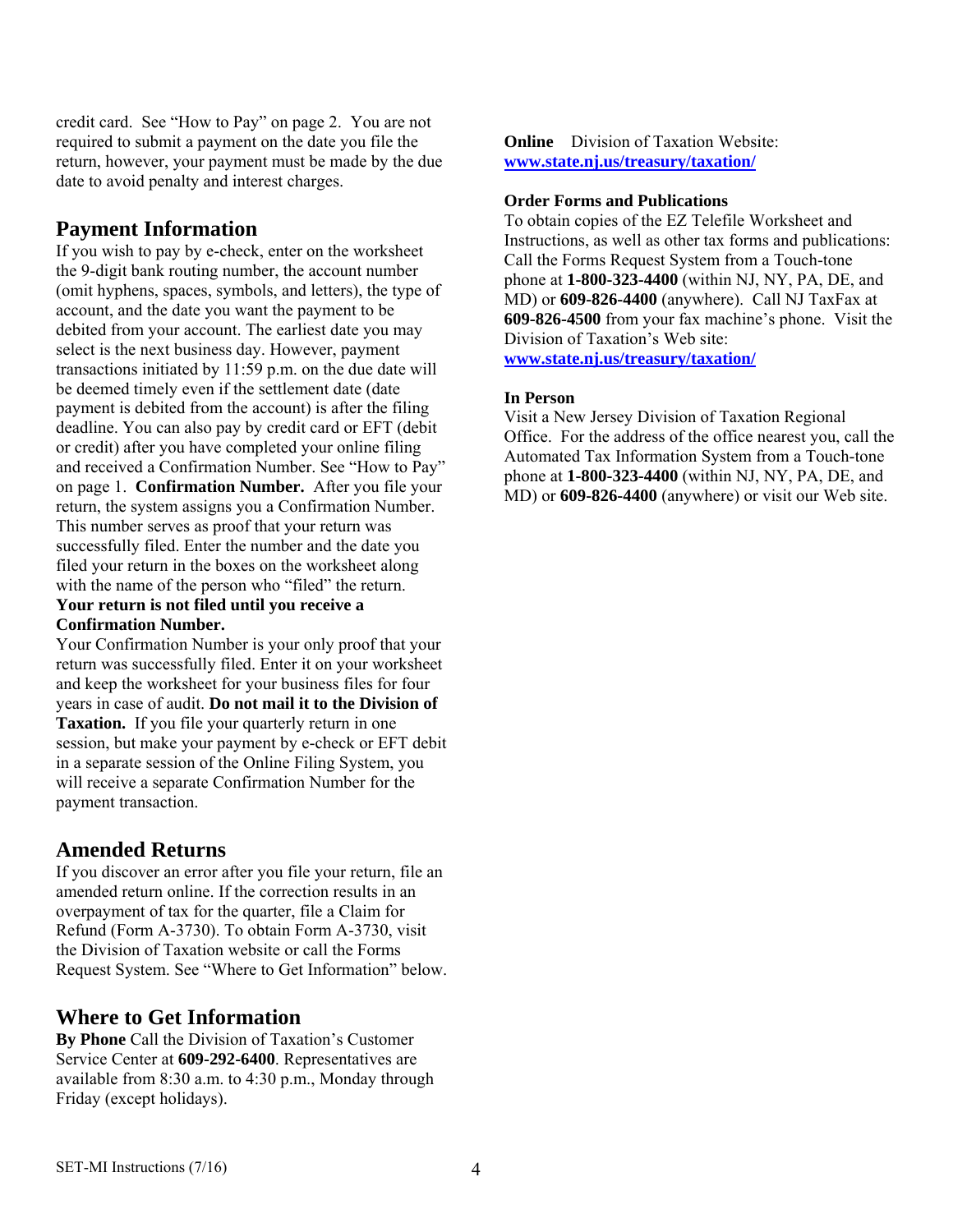credit card. See "How to Pay" on page 2. You are not required to submit a payment on the date you file the return, however, your payment must be made by the due date to avoid penalty and interest charges.

## Payment Information

If you wish to pay by e-check, enter on the worksheet the 9-digit bank routing number, the account number (omit hyphens, spaces, symbols, and letters), the type of account, and the date you want the payment to be debited from your account. The earliest date you may select is the next business day. However, payment transactions initiated by 11:59 p.m. on the due date will be deemed timely even if the settlement date (date payment is debited from the account) is after the filing deadline. You can also pay by credit card or EFT (debit or credit) after you have completed your online filing and received a Confirmation Number. See "How to Pay" on page 1. **Confirmation Number.** After you file your return, the system assigns you a Confirmation Number. This number serves as proof that your return was successfully filed. Enter the number and the date you filed your return in the boxes on the worksheet along with the name of the person who "filed" the return. **Your return is not filed until you receive a Confirmation Number.**

Your Confirmation Number is your only proof that your return was successfully filed. Enter it on your worksheet and keep the worksheet for your business files for four years in case of audit. **Do not mail it to the Division of Taxation.** If you file your quarterly return in one session, but make your payment by e-check or EFT debit in a separate session of the Online Filing System, you will receive a separate Confirmation Number for the payment transaction.

## Amended Returns

If you discover an error after you file your return, file an amended return online. If the correction results in an overpayment of tax for the quarter, file a Claim for Refund (Form A-3730). To obtain Form A-3730, visit the Division of Taxation website or call the Forms Request System. See "Where to Get Information" below.

## Where to Get Information

**By Phone** Call the Division of Taxation's Customer Service Center at **609-292-6400**. Representatives are available from 8:30 a.m. to 4:30 p.m., Monday through Friday (except holidays).

**Online** Division of Taxation Website: **www.state.nj.us/treasury/taxation/**

**Order Forms and Publications**
To obtain copies of the EZ Telefile Worksheet and Instructions, as well as other tax forms and publications: Call the Forms Request System from a Touch-tone phone at **1-800-323-4400** (within NJ, NY, PA, DE, and MD) or **609-826-4400** (anywhere). Call NJ TaxFax at **609-826-4500** from your fax machine's phone. Visit the Division of Taxation's Web site: **www.state.nj.us/treasury/taxation/**

**In Person**
Visit a New Jersey Division of Taxation Regional Office. For the address of the office nearest you, call the Automated Tax Information System from a Touch-tone phone at **1-800-323-4400** (within NJ, NY, PA, DE, and MD) or **609-826-4400** (anywhere) or visit our Web site.